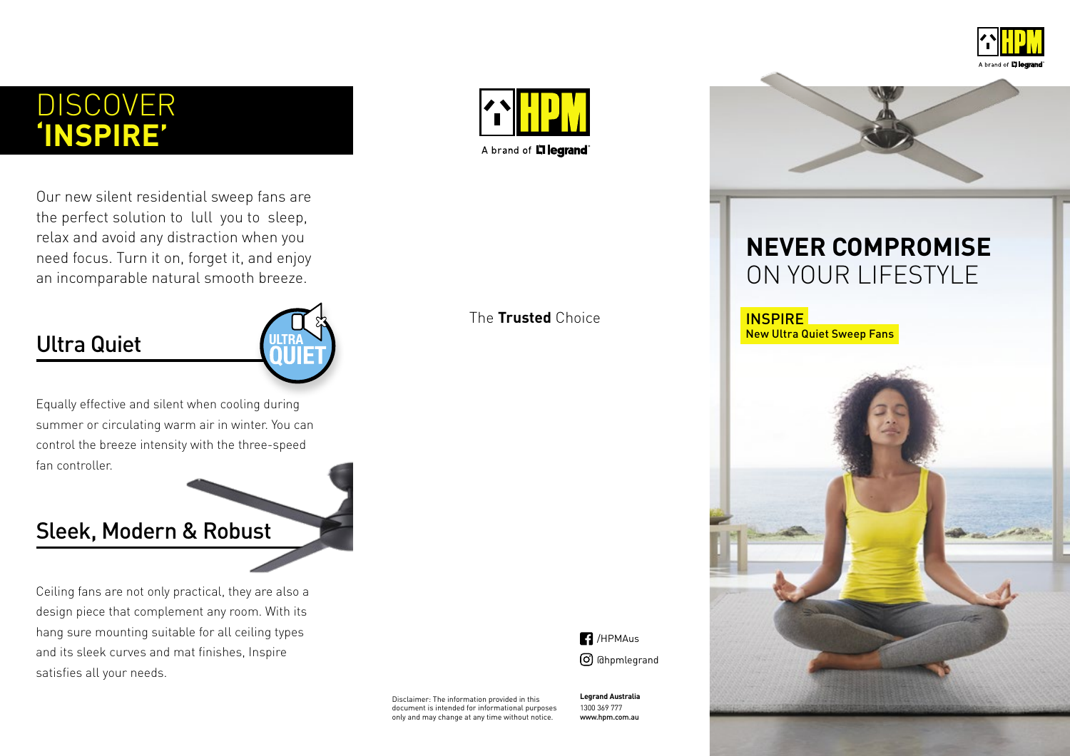# DISCOVER **'INSPIRE'**

Our new silent residential sweep fans are the perfect solution to lull you to sleep, relax and avoid any distraction when you need focus. Turn it on, forget it, and enjoy an incomparable natural smooth breeze.

## Ultra Quiet

ULTRA QUIET

Equally effective and silent when cooling during summer or circulating warm air in winter. You can control the breeze intensity with the three-speed fan controller.

## Sleek, Modern & Robust

Ceiling fans are not only practical, they are also a design piece that complement any room. With its hang sure mounting suitable for all ceiling types and its sleek curves and mat finishes, Inspire satisfies all your needs.

HPM

A brand of legrand

The **Trusted** Choice

/HPMAus

@hpmlegrand

Disclaimer: The information provided in this document is intended for informational purposes only and may change at any time without notice.

**Legrand Australia**
1300 369 777
**www.hpm.com.au**

HPM

A brand of legrand

# **NEVER COMPROMISE** ON YOUR LIFESTYLE

INSPIRE
New Ultra Quiet Sweep Fans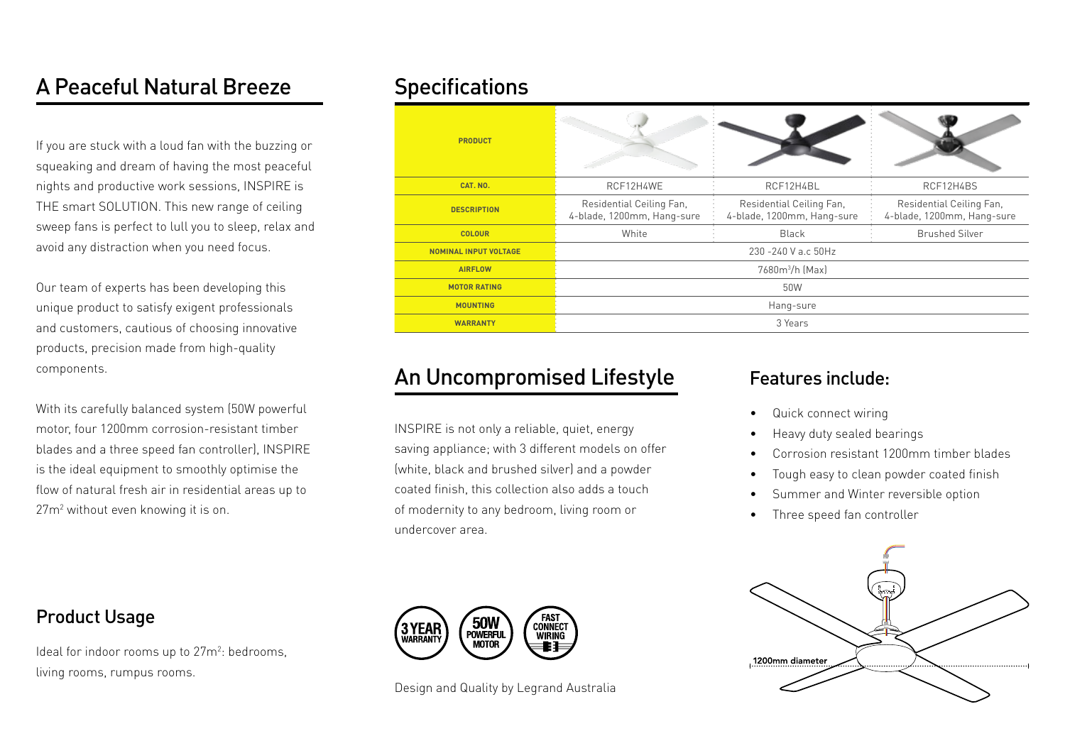## A Peaceful Natural Breeze

If you are stuck with a loud fan with the buzzing or squeaking and dream of having the most peaceful nights and productive work sessions, INSPIRE is THE smart SOLUTION. This new range of ceiling sweep fans is perfect to lull you to sleep, relax and avoid any distraction when you need focus.

Our team of experts has been developing this unique product to satisfy exigent professionals and customers, cautious of choosing innovative products, precision made from high-quality components.

With its carefully balanced system (50W powerful motor, four 1200mm corrosion-resistant timber blades and a three speed fan controller), INSPIRE is the ideal equipment to smoothly optimise the flow of natural fresh air in residential areas up to $27m^2$ without even knowing it is on.

## Product Usage

Ideal for indoor rooms up to $27m^2$: bedrooms, living rooms, rumpus rooms.

## Specifications

| PRODUCT | | | |
|---|---|---|---|
| CAT. NO. | RCF12H4WE | RCF12H4BL | RCF12H4BS |
| DESCRIPTION | Residential Ceiling Fan, 4-blade, 1200mm, Hang-sure | Residential Ceiling Fan, 4-blade, 1200mm, Hang-sure | Residential Ceiling Fan, 4-blade, 1200mm, Hang-sure |
| COLOUR | White | Black | Brushed Silver |
| NOMINAL INPUT VOLTAGE | 230 -240 V a.c 50Hz | | |
| AIRFLOW | $7680m^3/h$ (Max) | | |
| MOTOR RATING | 50W | | |
| MOUNTING | Hang-sure | | |
| WARRANTY | 3 Years | | |

## An Uncompromised Lifestyle

INSPIRE is not only a reliable, quiet, energy saving appliance; with 3 different models on offer (white, black and brushed silver) and a powder coated finish, this collection also adds a touch of modernity to any bedroom, living room or undercover area.

3 YEAR WARRANTY

50W POWERFUL MOTOR

FAST CONNECT WIRING

Design and Quality by Legrand Australia

## Features include:

- Quick connect wiring
- Heavy duty sealed bearings
- Corrosion resistant 1200mm timber blades
- Tough easy to clean powder coated finish
- Summer and Winter reversible option
- Three speed fan controller

1200mm diameter